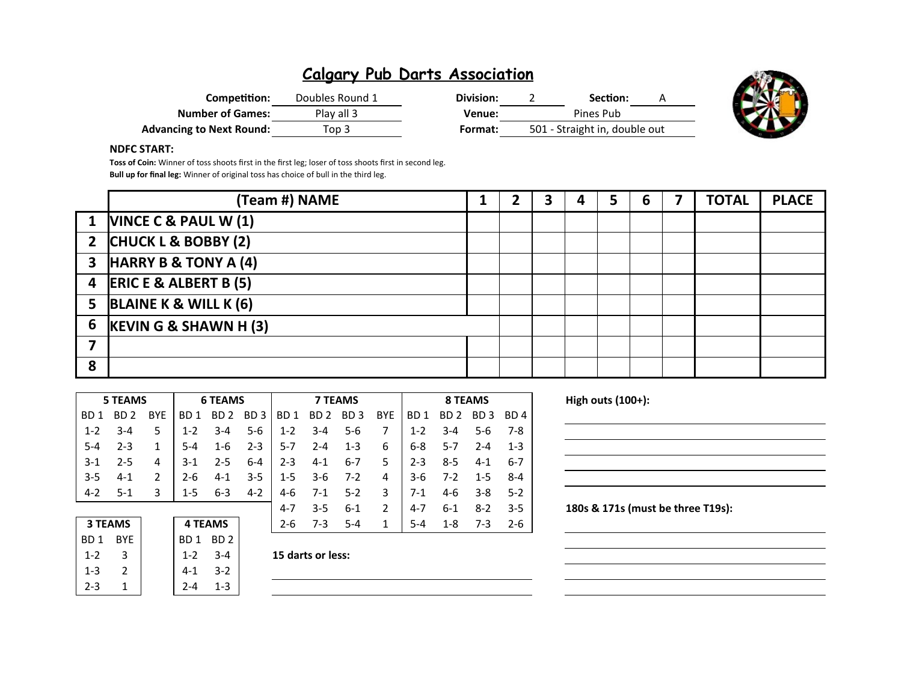# Calgary Pub Darts Association

**Competition:** Doubles Round 1 **Division:** 2 **Section:** A
**Number of Games:** Play all 3 **Venue:** Pines Pub
**Advancing to Next Round:** Top 3 **Format:** 501 - Straight in, double out

**NDFC START:**

**Toss of Coin:** Winner of toss shoots first in the first leg; loser of toss shoots first in second leg.
**Bull up for final leg:** Winner of original toss has choice of bull in the third leg.

| | (Team #) NAME | 1 | 2 | 3 | 4 | 5 | 6 | 7 | TOTAL | PLACE |
|---|---|---|---|---|---|---|---|---|---|---|
| 1 | VINCE C & PAUL W (1) | | | | | | | | | |
| 2 | CHUCK L & BOBBY (2) | | | | | | | | | |
| 3 | HARRY B & TONY A (4) | | | | | | | | | |
| 4 | ERIC E & ALBERT B (5) | | | | | | | | | |
| 5 | BLAINE K & WILL K (6) | | | | | | | | | |
| 6 | KEVIN G & SHAWN H (3) | | | | | | | | | |
| 7 | | | | | | | | | | |
| 8 | | | | | | | | | | |

| 5 TEAMS | | | 6 TEAMS | | | 7 TEAMS | | | | 8 TEAMS | | | |
|---|---|---|---|---|---|---|---|---|---|---|---|---|---|
| BD 1 | BD 2 | BYE | BD 1 | BD 2 | BD 3 | BD 1 | BD 2 | BD 3 | BYE | BD 1 | BD 2 | BD 3 | BD 4 |
| 1-2 | 3-4 | 5 | 1-2 | 3-4 | 5-6 | 1-2 | 3-4 | 5-6 | 7 | 1-2 | 3-4 | 5-6 | 7-8 |
| 5-4 | 2-3 | 1 | 5-4 | 1-6 | 2-3 | 5-7 | 2-4 | 1-3 | 6 | 6-8 | 5-7 | 2-4 | 1-3 |
| 3-1 | 2-5 | 4 | 3-1 | 2-5 | 6-4 | 2-3 | 4-1 | 6-7 | 5 | 2-3 | 8-5 | 4-1 | 6-7 |
| 3-5 | 4-1 | 2 | 2-6 | 4-1 | 3-5 | 1-5 | 3-6 | 7-2 | 4 | 3-6 | 7-2 | 1-5 | 8-4 |
| 4-2 | 5-1 | 3 | 1-5 | 6-3 | 4-2 | 4-6 | 7-1 | 5-2 | 3 | 7-1 | 4-6 | 3-8 | 5-2 |
| | | | | | | 4-7 | 3-5 | 6-1 | 2 | 4-7 | 6-1 | 8-2 | 3-5 |
| | | | | | | 2-6 | 7-3 | 5-4 | 1 | 5-4 | 1-8 | 7-3 | 2-6 |

| 3 TEAMS | |
|---|---|
| BD 1 | BYE |
| 1-2 | 3 |
| 1-3 | 2 |
| 2-3 | 1 |

| 4 TEAMS | |
|---|---|
| BD 1 | BD 2 |
| 1-2 | 3-4 |
| 4-1 | 3-2 |
| 2-4 | 1-3 |

**15 darts or less:**

**High outs (100+):**

**180s & 171s (must be three T19s):**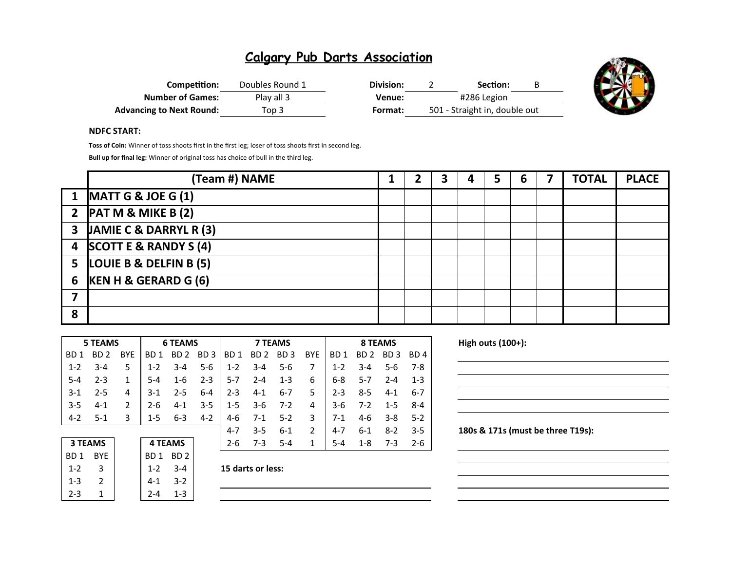# Calgary Pub Darts Association

| | | | |
|---|---|---|---|
| **Competition:** | Doubles Round 1 | **Division:** | 2 |
| **Section:** | B | | |
| **Number of Games:** | Play all 3 | **Venue:** | #286 Legion |
| **Advancing to Next Round:** | Top 3 | **Format:** | 501 - Straight in, double out |

**NDFC START:**

**Toss of Coin:** Winner of toss shoots first in the first leg; loser of toss shoots first in second leg.

**Bull up for final leg:** Winner of original toss has choice of bull in the third leg.

| | (Team #) NAME | 1 | 2 | 3 | 4 | 5 | 6 | 7 | TOTAL | PLACE |
|---|---|---|---|---|---|---|---|---|---|---|
| 1 | MATT G & JOE G (1) | | | | | | | | | |
| 2 | PAT M & MIKE B (2) | | | | | | | | | |
| 3 | JAMIE C & DARRYL R (3) | | | | | | | | | |
| 4 | SCOTT E & RANDY S (4) | | | | | | | | | |
| 5 | LOUIE B & DELFIN B (5) | | | | | | | | | |
| 6 | KEN H & GERARD G (6) | | | | | | | | | |
| 7 | | | | | | | | | | |
| 8 | | | | | | | | | | |

| 5 TEAMS | | | 6 TEAMS | | | 7 TEAMS | | | | 8 TEAMS | | | |
|---|---|---|---|---|---|---|---|---|---|---|---|---|---|
| BD 1 | BD 2 | BYE | BD 1 | BD 2 | BD 3 | BD 1 | BD 2 | BD 3 | BYE | BD 1 | BD 2 | BD 3 | BD 4 |
| 1-2 | 3-4 | 5 | 1-2 | 3-4 | 5-6 | 1-2 | 3-4 | 5-6 | 7 | 1-2 | 3-4 | 5-6 | 7-8 |
| 5-4 | 2-3 | 1 | 5-4 | 1-6 | 2-3 | 5-7 | 2-4 | 1-3 | 6 | 6-8 | 5-7 | 2-4 | 1-3 |
| 3-1 | 2-5 | 4 | 3-1 | 2-5 | 6-4 | 2-3 | 4-1 | 6-7 | 5 | 2-3 | 8-5 | 4-1 | 6-7 |
| 3-5 | 4-1 | 2 | 2-6 | 4-1 | 3-5 | 1-5 | 3-6 | 7-2 | 4 | 3-6 | 7-2 | 1-5 | 8-4 |
| 4-2 | 5-1 | 3 | 1-5 | 6-3 | 4-2 | 4-6 | 7-1 | 5-2 | 3 | 7-1 | 4-6 | 3-8 | 5-2 |
| | | | | | | 4-7 | 3-5 | 6-1 | 2 | 4-7 | 6-1 | 8-2 | 3-5 |
| | | | | | | 2-6 | 7-3 | 5-4 | 1 | 5-4 | 1-8 | 7-3 | 2-6 |

| 3 TEAMS | |
|---|---|
| BD 1 | BYE |
| 1-2 | 3 |
| 1-3 | 2 |
| 2-3 | 1 |

| 4 TEAMS | |
|---|---|
| BD 1 | BD 2 |
| 1-2 | 3-4 |
| 4-1 | 3-2 |
| 2-4 | 1-3 |

**15 darts or less:**

**High outs (100+):**

**180s & 171s (must be three T19s):**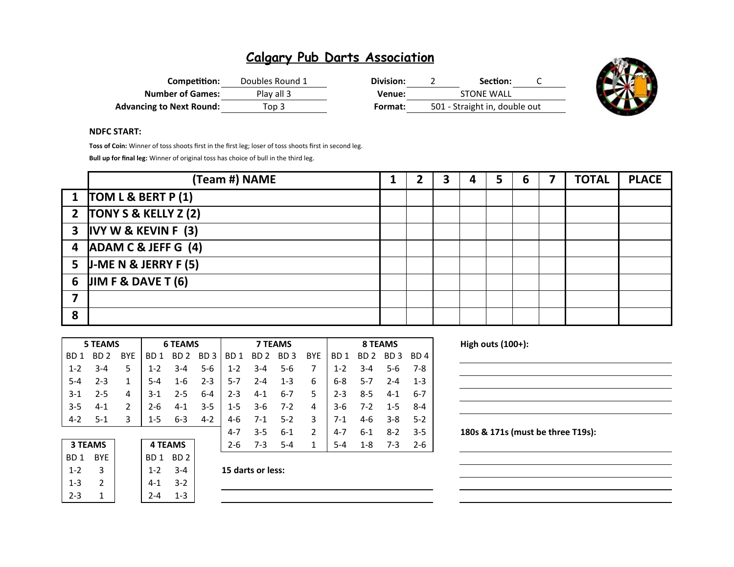# Calgary Pub Darts Association

**Competition:** Doubles Round 1
**Division:** 2
**Section:** C
**Number of Games:** Play all 3
**Venue:** STONE WALL
**Advancing to Next Round:** Top 3
**Format:** 501 - Straight in, double out

**NDFC START:**

**Toss of Coin:** Winner of toss shoots first in the first leg; loser of toss shoots first in second leg.

**Bull up for final leg:** Winner of original toss has choice of bull in the third leg.

| | (Team #) NAME | 1 | 2 | 3 | 4 | 5 | 6 | 7 | TOTAL | PLACE |
|---|---|---|---|---|---|---|---|---|---|---|
| 1 | TOM L & BERT P (1) | | | | | | | | | |
| 2 | TONY S & KELLY Z (2) | | | | | | | | | |
| 3 | IVY W & KEVIN F (3) | | | | | | | | | |
| 4 | ADAM C & JEFF G (4) | | | | | | | | | |
| 5 | J-ME N & JERRY F (5) | | | | | | | | | |
| 6 | JIM F & DAVE T (6) | | | | | | | | | |
| 7 | | | | | | | | | | |
| 8 | | | | | | | | | | |

| 5 TEAMS | | | 6 TEAMS | | | 7 TEAMS | | | | 8 TEAMS | | | |
|---|---|---|---|---|---|---|---|---|---|---|---|---|---|
| BD 1 | BD 2 | BYE | BD 1 | BD 2 | BD 3 | BD 1 | BD 2 | BD 3 | BYE | BD 1 | BD 2 | BD 3 | BD 4 |
| 1-2 | 3-4 | 5 | 1-2 | 3-4 | 5-6 | 1-2 | 3-4 | 5-6 | 7 | 1-2 | 3-4 | 5-6 | 7-8 |
| 5-4 | 2-3 | 1 | 5-4 | 1-6 | 2-3 | 5-7 | 2-4 | 1-3 | 6 | 6-8 | 5-7 | 2-4 | 1-3 |
| 3-1 | 2-5 | 4 | 3-1 | 2-5 | 6-4 | 2-3 | 4-1 | 6-7 | 5 | 2-3 | 8-5 | 4-1 | 6-7 |
| 3-5 | 4-1 | 2 | 2-6 | 4-1 | 3-5 | 1-5 | 3-6 | 7-2 | 4 | 3-6 | 7-2 | 1-5 | 8-4 |
| 4-2 | 5-1 | 3 | 1-5 | 6-3 | 4-2 | 4-6 | 7-1 | 5-2 | 3 | 7-1 | 4-6 | 3-8 | 5-2 |
| | | | | | | 4-7 | 3-5 | 6-1 | 2 | 4-7 | 6-1 | 8-2 | 3-5 |
| | | | | | | 2-6 | 7-3 | 5-4 | 1 | 5-4 | 1-8 | 7-3 | 2-6 |

| 3 TEAMS | |
|---|---|
| BD 1 | BYE |
| 1-2 | 3 |
| 1-3 | 2 |
| 2-3 | 1 |

| 4 TEAMS | |
|---|---|
| BD 1 | BD 2 |
| 1-2 | 3-4 |
| 4-1 | 3-2 |
| 2-4 | 1-3 |

**15 darts or less:**

**High outs (100+):**

**180s & 171s (must be three T19s):**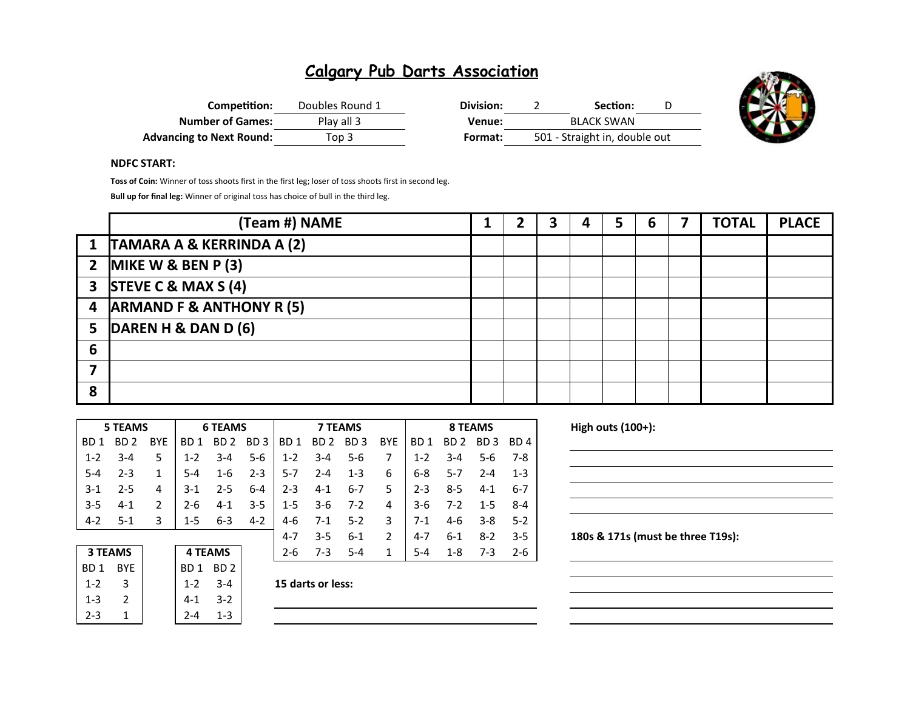# Calgary Pub Darts Association

| | | | | | |
|---|---|---|---|---|---|
| **Competition:** | Doubles Round 1 | **Division:** | 2 | **Section:** | D |
| **Number of Games:** | Play all 3 | **Venue:** | BLACK SWAN | | |
| **Advancing to Next Round:** | Top 3 | **Format:** | 501 - Straight in, double out | | |

**NDFC START:**

**Toss of Coin:** Winner of toss shoots first in the first leg; loser of toss shoots first in second leg.

**Bull up for final leg:** Winner of original toss has choice of bull in the third leg.

| | (Team #) NAME | 1 | 2 | 3 | 4 | 5 | 6 | 7 | TOTAL | PLACE |
|---|---|---|---|---|---|---|---|---|---|---|
| 1 | TAMARA A & KERRINDA A (2) | | | | | | | | | |
| 2 | MIKE W & BEN P (3) | | | | | | | | | |
| 3 | STEVE C & MAX S (4) | | | | | | | | | |
| 4 | ARMAND F & ANTHONY R (5) | | | | | | | | | |
| 5 | DAREN H & DAN D (6) | | | | | | | | | |
| 6 | | | | | | | | | | |
| 7 | | | | | | | | | | |
| 8 | | | | | | | | | | |

| 5 TEAMS | | | 6 TEAMS | | | 7 TEAMS | | | | 8 TEAMS | | | |
|---|---|---|---|---|---|---|---|---|---|---|---|---|---|
| BD 1 | BD 2 | BYE | BD 1 | BD 2 | BD 3 | BD 1 | BD 2 | BD 3 | BYE | BD 1 | BD 2 | BD 3 | BD 4 |
| 1-2 | 3-4 | 5 | 1-2 | 3-4 | 5-6 | 1-2 | 3-4 | 5-6 | 7 | 1-2 | 3-4 | 5-6 | 7-8 |
| 5-4 | 2-3 | 1 | 5-4 | 1-6 | 2-3 | 5-7 | 2-4 | 1-3 | 6 | 6-8 | 5-7 | 2-4 | 1-3 |
| 3-1 | 2-5 | 4 | 3-1 | 2-5 | 6-4 | 2-3 | 4-1 | 6-7 | 5 | 2-3 | 8-5 | 4-1 | 6-7 |
| 3-5 | 4-1 | 2 | 2-6 | 4-1 | 3-5 | 1-5 | 3-6 | 7-2 | 4 | 3-6 | 7-2 | 1-5 | 8-4 |
| 4-2 | 5-1 | 3 | 1-5 | 6-3 | 4-2 | 4-6 | 7-1 | 5-2 | 3 | 7-1 | 4-6 | 3-8 | 5-2 |
| | | | | | | 4-7 | 3-5 | 6-1 | 2 | 4-7 | 6-1 | 8-2 | 3-5 |
| | | | | | | 2-6 | 7-3 | 5-4 | 1 | 5-4 | 1-8 | 7-3 | 2-6 |

| 3 TEAMS | |
|---|---|
| BD 1 | BYE |
| 1-2 | 3 |
| 1-3 | 2 |
| 2-3 | 1 |

| 4 TEAMS | |
|---|---|
| BD 1 | BD 2 |
| 1-2 | 3-4 |
| 4-1 | 3-2 |
| 2-4 | 1-3 |

**15 darts or less:**

**High outs (100+):**

**180s & 171s (must be three T19s):**